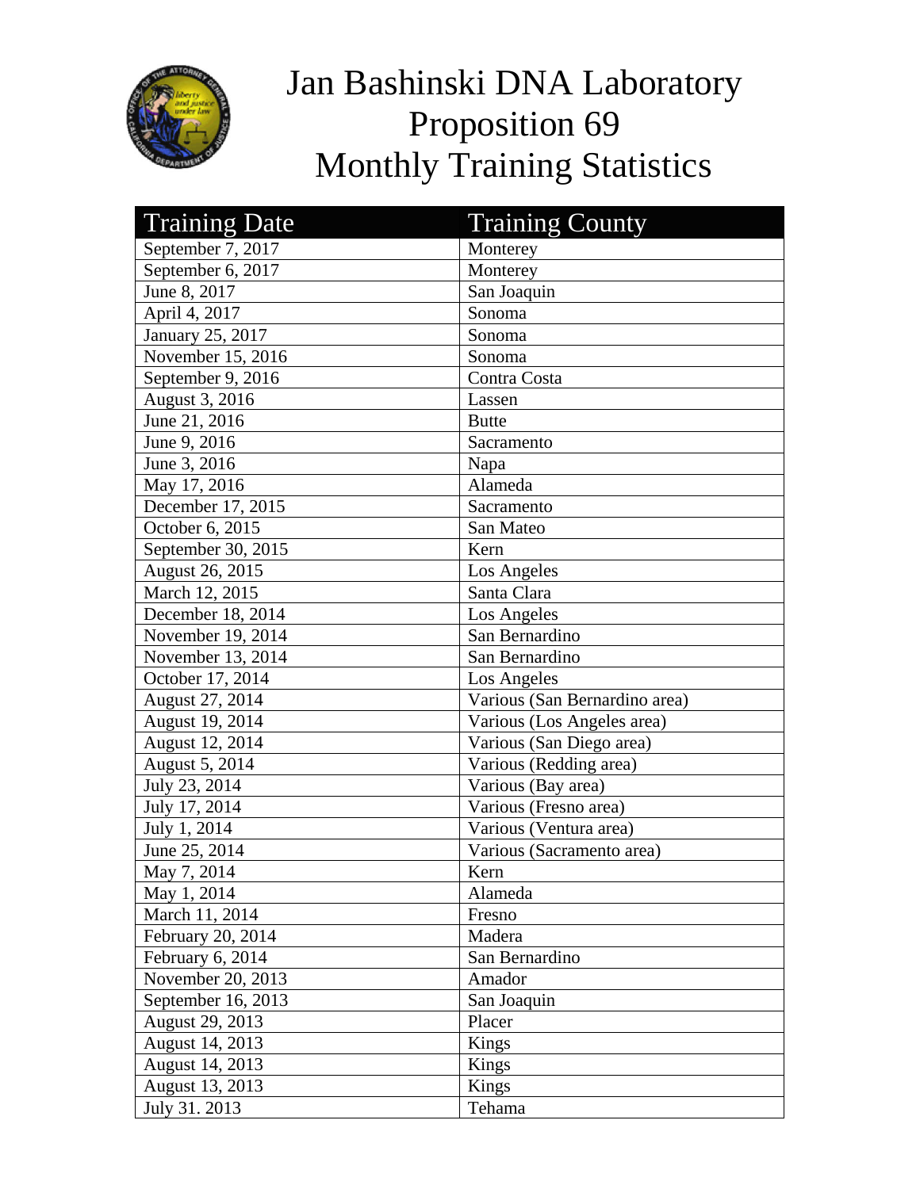# Jan Bashinski DNA Laboratory
# Proposition 69
# Monthly Training Statistics

| Training Date | Training County |
|---|---|
| September 7, 2017 | Monterey |
| September 6, 2017 | Monterey |
| June 8, 2017 | San Joaquin |
| April 4, 2017 | Sonoma |
| January 25, 2017 | Sonoma |
| November 15, 2016 | Sonoma |
| September 9, 2016 | Contra Costa |
| August 3, 2016 | Lassen |
| June 21, 2016 | Butte |
| June 9, 2016 | Sacramento |
| June 3, 2016 | Napa |
| May 17, 2016 | Alameda |
| December 17, 2015 | Sacramento |
| October 6, 2015 | San Mateo |
| September 30, 2015 | Kern |
| August 26, 2015 | Los Angeles |
| March 12, 2015 | Santa Clara |
| December 18, 2014 | Los Angeles |
| November 19, 2014 | San Bernardino |
| November 13, 2014 | San Bernardino |
| October 17, 2014 | Los Angeles |
| August 27, 2014 | Various (San Bernardino area) |
| August 19, 2014 | Various (Los Angeles area) |
| August 12, 2014 | Various (San Diego area) |
| August 5, 2014 | Various (Redding area) |
| July 23, 2014 | Various (Bay area) |
| July 17, 2014 | Various (Fresno area) |
| July 1, 2014 | Various (Ventura area) |
| June 25, 2014 | Various (Sacramento area) |
| May 7, 2014 | Kern |
| May 1, 2014 | Alameda |
| March 11, 2014 | Fresno |
| February 20, 2014 | Madera |
| February 6, 2014 | San Bernardino |
| November 20, 2013 | Amador |
| September 16, 2013 | San Joaquin |
| August 29, 2013 | Placer |
| August 14, 2013 | Kings |
| August 14, 2013 | Kings |
| August 13, 2013 | Kings |
| July 31. 2013 | Tehama |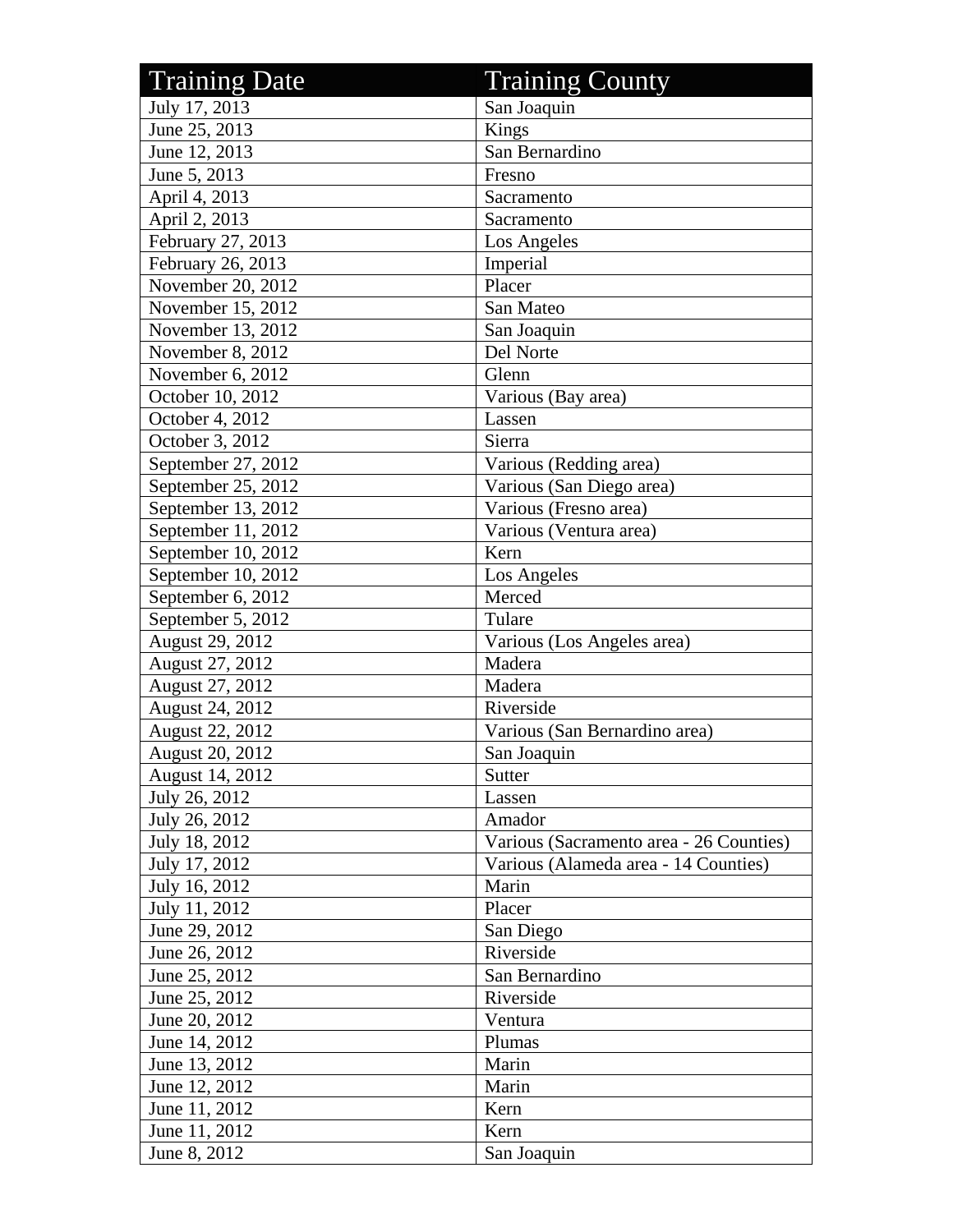| Training Date | Training County |
| --- | --- |
| July 17, 2013 | San Joaquin |
| June 25, 2013 | Kings |
| June 12, 2013 | San Bernardino |
| June 5, 2013 | Fresno |
| April 4, 2013 | Sacramento |
| April 2, 2013 | Sacramento |
| February 27, 2013 | Los Angeles |
| February 26, 2013 | Imperial |
| November 20, 2012 | Placer |
| November 15, 2012 | San Mateo |
| November 13, 2012 | San Joaquin |
| November 8, 2012 | Del Norte |
| November 6, 2012 | Glenn |
| October 10, 2012 | Various (Bay area) |
| October 4, 2012 | Lassen |
| October 3, 2012 | Sierra |
| September 27, 2012 | Various (Redding area) |
| September 25, 2012 | Various (San Diego area) |
| September 13, 2012 | Various (Fresno area) |
| September 11, 2012 | Various (Ventura area) |
| September 10, 2012 | Kern |
| September 10, 2012 | Los Angeles |
| September 6, 2012 | Merced |
| September 5, 2012 | Tulare |
| August 29, 2012 | Various (Los Angeles area) |
| August 27, 2012 | Madera |
| August 27, 2012 | Madera |
| August 24, 2012 | Riverside |
| August 22, 2012 | Various (San Bernardino area) |
| August 20, 2012 | San Joaquin |
| August 14, 2012 | Sutter |
| July 26, 2012 | Lassen |
| July 26, 2012 | Amador |
| July 18, 2012 | Various (Sacramento area - 26 Counties) |
| July 17, 2012 | Various (Alameda area - 14 Counties) |
| July 16, 2012 | Marin |
| July 11, 2012 | Placer |
| June 29, 2012 | San Diego |
| June 26, 2012 | Riverside |
| June 25, 2012 | San Bernardino |
| June 25, 2012 | Riverside |
| June 20, 2012 | Ventura |
| June 14, 2012 | Plumas |
| June 13, 2012 | Marin |
| June 12, 2012 | Marin |
| June 11, 2012 | Kern |
| June 11, 2012 | Kern |
| June 8, 2012 | San Joaquin |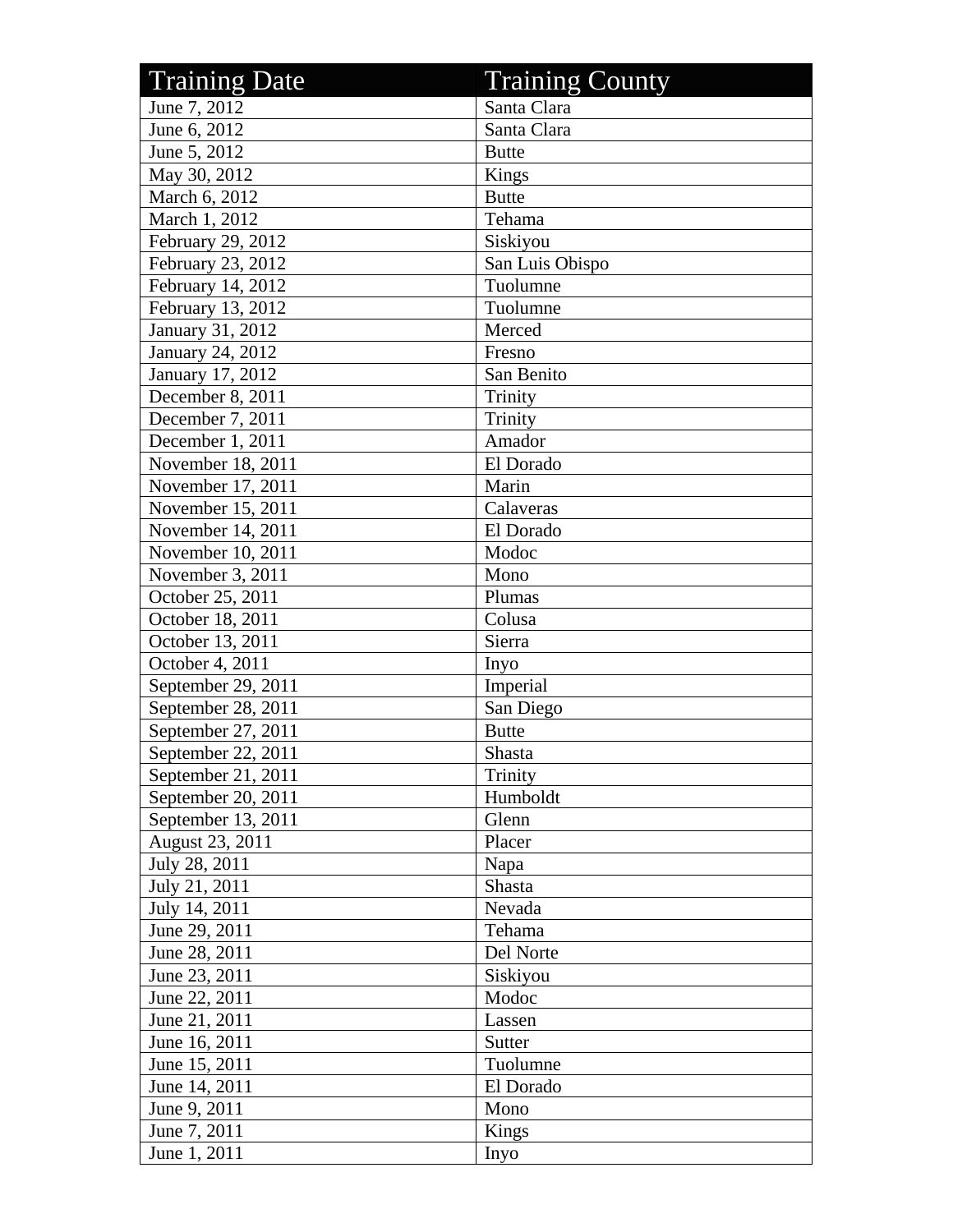| Training Date | Training County |
| --- | --- |
| June 7, 2012 | Santa Clara |
| June 6, 2012 | Santa Clara |
| June 5, 2012 | Butte |
| May 30, 2012 | Kings |
| March 6, 2012 | Butte |
| March 1, 2012 | Tehama |
| February 29, 2012 | Siskiyou |
| February 23, 2012 | San Luis Obispo |
| February 14, 2012 | Tuolumne |
| February 13, 2012 | Tuolumne |
| January 31, 2012 | Merced |
| January 24, 2012 | Fresno |
| January 17, 2012 | San Benito |
| December 8, 2011 | Trinity |
| December 7, 2011 | Trinity |
| December 1, 2011 | Amador |
| November 18, 2011 | El Dorado |
| November 17, 2011 | Marin |
| November 15, 2011 | Calaveras |
| November 14, 2011 | El Dorado |
| November 10, 2011 | Modoc |
| November 3, 2011 | Mono |
| October 25, 2011 | Plumas |
| October 18, 2011 | Colusa |
| October 13, 2011 | Sierra |
| October 4, 2011 | Inyo |
| September 29, 2011 | Imperial |
| September 28, 2011 | San Diego |
| September 27, 2011 | Butte |
| September 22, 2011 | Shasta |
| September 21, 2011 | Trinity |
| September 20, 2011 | Humboldt |
| September 13, 2011 | Glenn |
| August 23, 2011 | Placer |
| July 28, 2011 | Napa |
| July 21, 2011 | Shasta |
| July 14, 2011 | Nevada |
| June 29, 2011 | Tehama |
| June 28, 2011 | Del Norte |
| June 23, 2011 | Siskiyou |
| June 22, 2011 | Modoc |
| June 21, 2011 | Lassen |
| June 16, 2011 | Sutter |
| June 15, 2011 | Tuolumne |
| June 14, 2011 | El Dorado |
| June 9, 2011 | Mono |
| June 7, 2011 | Kings |
| June 1, 2011 | Inyo |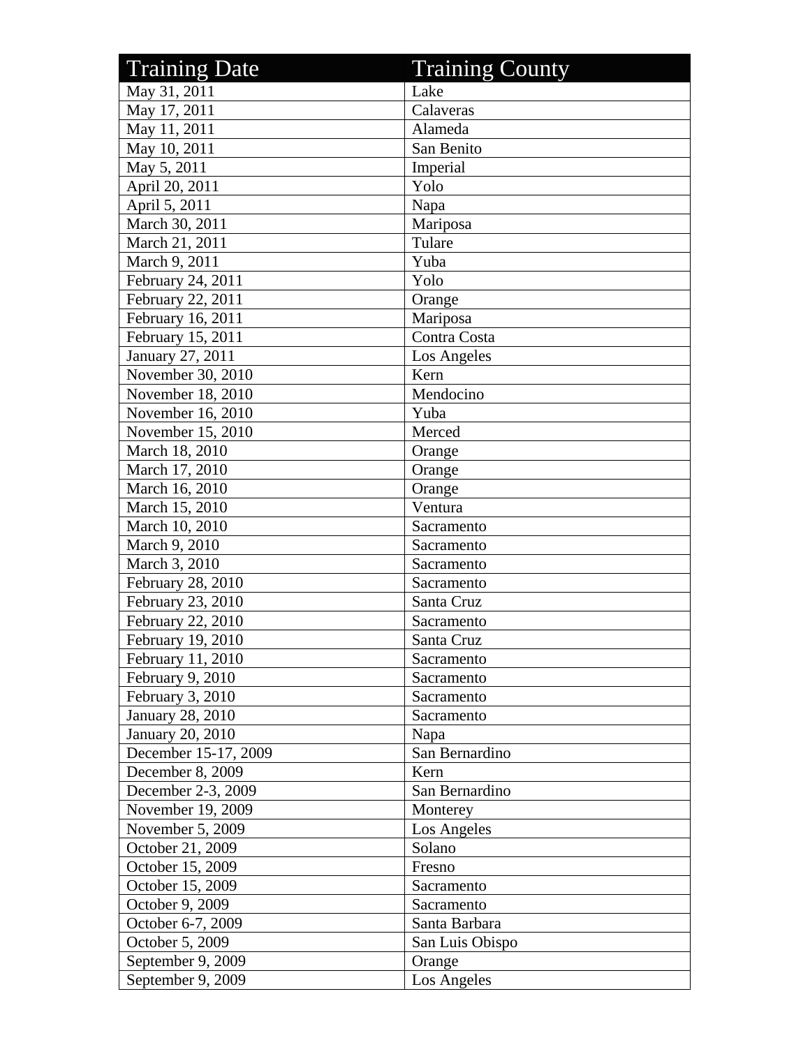| Training Date | Training County |
|---|---|
| May 31, 2011 | Lake |
| May 17, 2011 | Calaveras |
| May 11, 2011 | Alameda |
| May 10, 2011 | San Benito |
| May 5, 2011 | Imperial |
| April 20, 2011 | Yolo |
| April 5, 2011 | Napa |
| March 30, 2011 | Mariposa |
| March 21, 2011 | Tulare |
| March 9, 2011 | Yuba |
| February 24, 2011 | Yolo |
| February 22, 2011 | Orange |
| February 16, 2011 | Mariposa |
| February 15, 2011 | Contra Costa |
| January 27, 2011 | Los Angeles |
| November 30, 2010 | Kern |
| November 18, 2010 | Mendocino |
| November 16, 2010 | Yuba |
| November 15, 2010 | Merced |
| March 18, 2010 | Orange |
| March 17, 2010 | Orange |
| March 16, 2010 | Orange |
| March 15, 2010 | Ventura |
| March 10, 2010 | Sacramento |
| March 9, 2010 | Sacramento |
| March 3, 2010 | Sacramento |
| February 28, 2010 | Sacramento |
| February 23, 2010 | Santa Cruz |
| February 22, 2010 | Sacramento |
| February 19, 2010 | Santa Cruz |
| February 11, 2010 | Sacramento |
| February 9, 2010 | Sacramento |
| February 3, 2010 | Sacramento |
| January 28, 2010 | Sacramento |
| January 20, 2010 | Napa |
| December 15-17, 2009 | San Bernardino |
| December 8, 2009 | Kern |
| December 2-3, 2009 | San Bernardino |
| November 19, 2009 | Monterey |
| November 5, 2009 | Los Angeles |
| October 21, 2009 | Solano |
| October 15, 2009 | Fresno |
| October 15, 2009 | Sacramento |
| October 9, 2009 | Sacramento |
| October 6-7, 2009 | Santa Barbara |
| October 5, 2009 | San Luis Obispo |
| September 9, 2009 | Orange |
| September 9, 2009 | Los Angeles |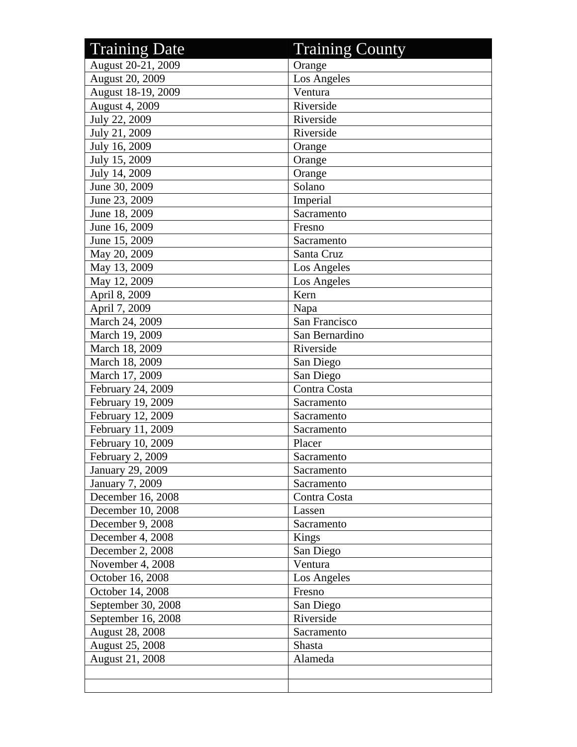| Training Date | Training County |
|---|---|
| August 20-21, 2009 | Orange |
| August 20, 2009 | Los Angeles |
| August 18-19, 2009 | Ventura |
| August 4, 2009 | Riverside |
| July 22, 2009 | Riverside |
| July 21, 2009 | Riverside |
| July 16, 2009 | Orange |
| July 15, 2009 | Orange |
| July 14, 2009 | Orange |
| June 30, 2009 | Solano |
| June 23, 2009 | Imperial |
| June 18, 2009 | Sacramento |
| June 16, 2009 | Fresno |
| June 15, 2009 | Sacramento |
| May 20, 2009 | Santa Cruz |
| May 13, 2009 | Los Angeles |
| May 12, 2009 | Los Angeles |
| April 8, 2009 | Kern |
| April 7, 2009 | Napa |
| March 24, 2009 | San Francisco |
| March 19, 2009 | San Bernardino |
| March 18, 2009 | Riverside |
| March 18, 2009 | San Diego |
| March 17, 2009 | San Diego |
| February 24, 2009 | Contra Costa |
| February 19, 2009 | Sacramento |
| February 12, 2009 | Sacramento |
| February 11, 2009 | Sacramento |
| February 10, 2009 | Placer |
| February 2, 2009 | Sacramento |
| January 29, 2009 | Sacramento |
| January 7, 2009 | Sacramento |
| December 16, 2008 | Contra Costa |
| December 10, 2008 | Lassen |
| December 9, 2008 | Sacramento |
| December 4, 2008 | Kings |
| December 2, 2008 | San Diego |
| November 4, 2008 | Ventura |
| October 16, 2008 | Los Angeles |
| October 14, 2008 | Fresno |
| September 30, 2008 | San Diego |
| September 16, 2008 | Riverside |
| August 28, 2008 | Sacramento |
| August 25, 2008 | Shasta |
| August 21, 2008 | Alameda |
| | |
| | |